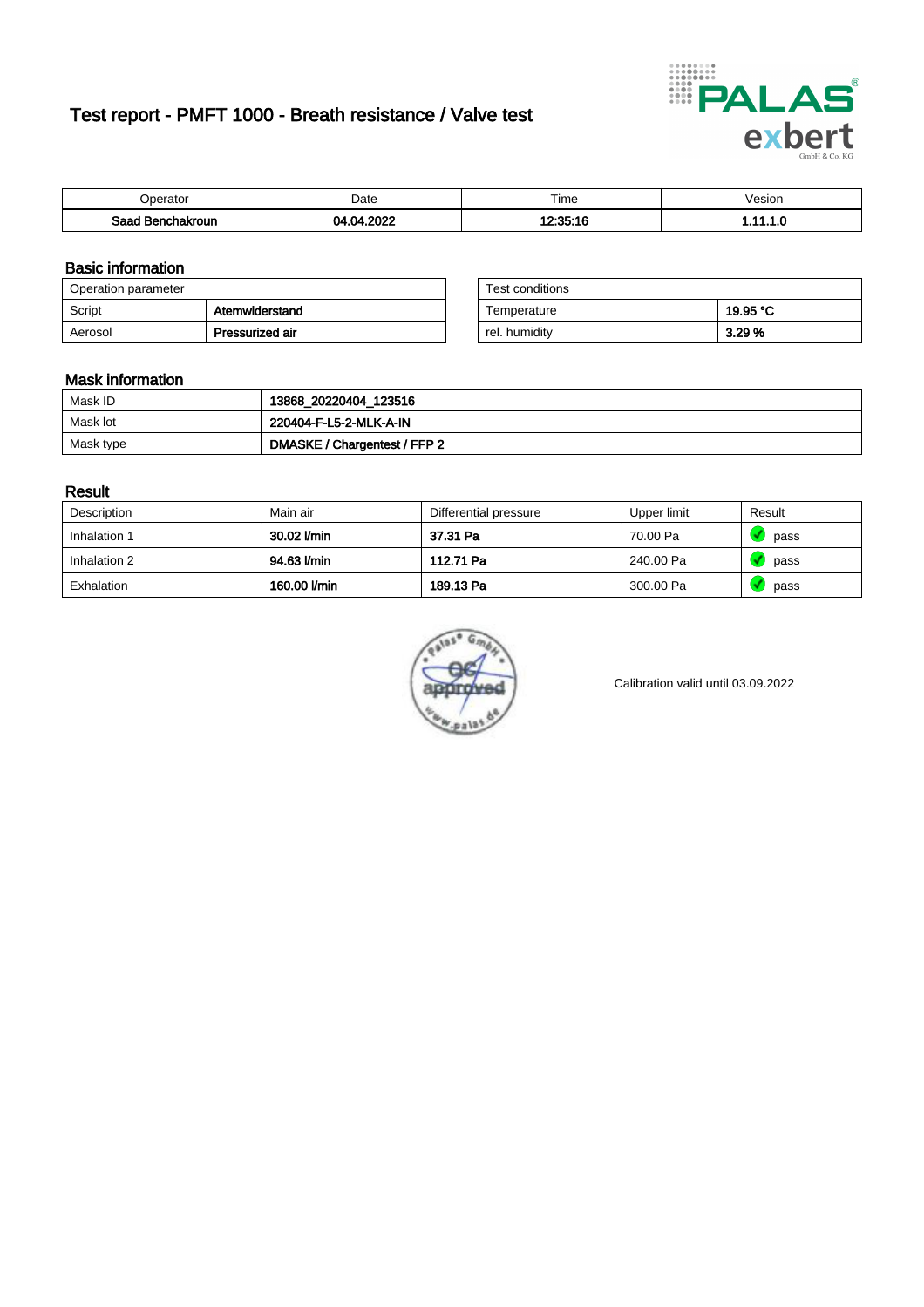# Test report - PMFT 1000 - Breath resistance / Valve test

| Operator | Date | Time | Vesion |
|---|---|---|---|
| **Saad Benchakroun** | **04.04.2022** | **12:35:16** | **1.11.1.0** |

## Basic information

| Operation parameter | |
|---|---|
| Script | **Atemwiderstand** |
| Aerosol | **Pressurized air** |

| Test conditions | |
|---|---|
| Temperature | **19.95 °C** |
| rel. humidity | **3.29 %** |

## Mask information

| | |
|---|---|
| Mask ID | **13868_20220404_123516** |
| Mask lot | **220404-F-L5-2-MLK-A-IN** |
| Mask type | **DMASKE / Chargentest / FFP 2** |

## Result

| Description | Main air | Differential pressure | Upper limit | Result |
|---|---|---|---|---|
| Inhalation 1 | **30.02 l/min** | **37.31 Pa** | 70.00 Pa | pass |
| Inhalation 2 | **94.63 l/min** | **112.71 Pa** | 240.00 Pa | pass |
| Exhalation | **160.00 l/min** | **189.13 Pa** | 300.00 Pa | pass |

palas GmbH QC approved www.palas.de

Calibration valid until 03.09.2022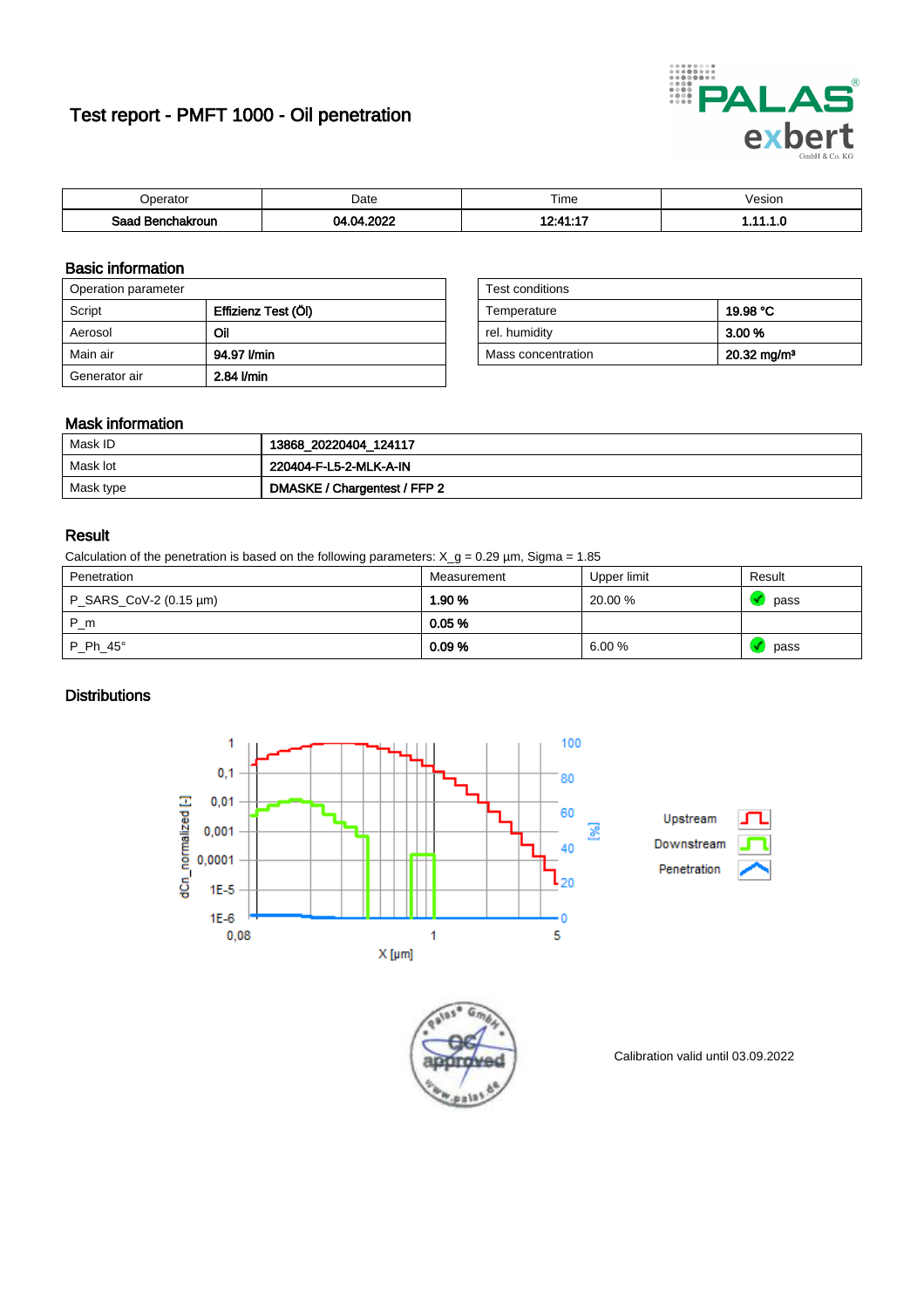# Test report - PMFT 1000 - Oil penetration

| Operator | Date | Time | Vesion |
|---|---|---|---|
| **Saad Benchakroun** | **04.04.2022** | **12:41:17** | **1.11.1.0** |

## Basic information

| Operation parameter | |
|---|---|
| Script | **Effizienz Test (Öl)** |
| Aerosol | **Oil** |
| Main air | **94.97 l/min** |
| Generator air | **2.84 l/min** |

| Test conditions | |
|---|---|
| Temperature | **19.98 °C** |
| rel. humidity | **3.00 %** |
| Mass concentration | **20.32 mg/m³** |

## Mask information

| | |
|---|---|
| Mask ID | **13868_20220404_124117** |
| Mask lot | **220404-F-L5-2-MLK-A-IN** |
| Mask type | **DMASKE / Chargentest / FFP 2** |

## Result

Calculation of the penetration is based on the following parameters: $X_g$ = 0.29 µm, Sigma = 1.85

| Penetration | Measurement | Upper limit | Result |
|---|---|---|---|
| P_SARS_CoV-2 (0.15 µm) | **1.90 %** | 20.00 % | pass |
| P_m | **0.05 %** | | |
| P_Ph_45° | **0.09 %** | 6.00 % | pass |

## Distributions

dCn_normalized [-]
1
0,1
0,01
0,001
0,0001
1E-5
1E-6
0,08
1
5
X [µm]
[%]
100
80
60
40
20
0
Upstream
Downstream
Penetration

Calibration valid until 03.09.2022